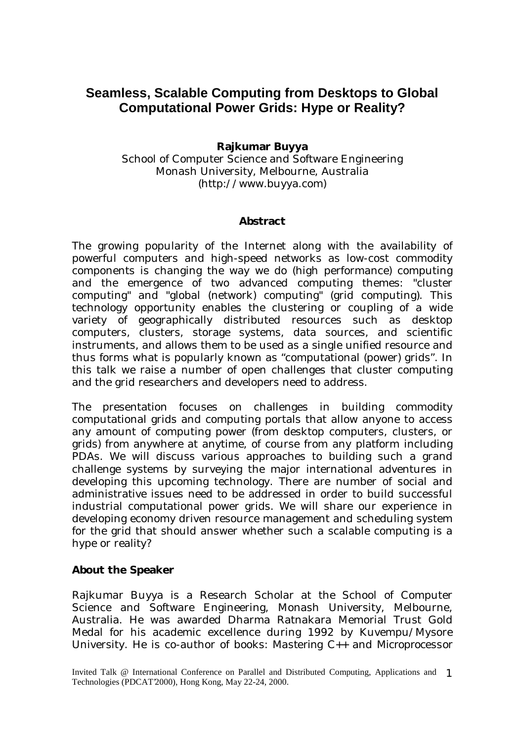# Seamless, Scalable Computing from Desktops to Global Computational Power Grids: Hype or Reality?

**Rajkumar Buyya**

School of Computer Science and Software Engineering
Monash University, Melbourne, Australia
(http://www.buyya.com)

## Abstract

The growing popularity of the Internet along with the availability of powerful computers and high-speed networks as low-cost commodity components is changing the way we do (high performance) computing and the emergence of two advanced computing themes: "cluster computing" and "global (network) computing" (grid computing). This technology opportunity enables the clustering or coupling of a wide variety of geographically distributed resources such as desktop computers, clusters, storage systems, data sources, and scientific instruments, and allows them to be used as a single unified resource and thus forms what is popularly known as "computational (power) grids". In this talk we raise a number of open challenges that cluster computing and the grid researchers and developers need to address.

The presentation focuses on challenges in building commodity computational grids and computing portals that allow anyone to access any amount of computing power (from desktop computers, clusters, or grids) from anywhere at anytime, of course from any platform including PDAs. We will discuss various approaches to building such a grand challenge systems by surveying the major international adventures in developing this upcoming technology. There are number of social and administrative issues need to be addressed in order to build successful industrial computational power grids. We will share our experience in developing economy driven resource management and scheduling system for the grid that should answer whether such a scalable computing is a hype or reality?

### About the Speaker

Rajkumar Buyya is a Research Scholar at the School of Computer Science and Software Engineering, Monash University, Melbourne, Australia. He was awarded Dharma Ratnakara Memorial Trust Gold Medal for his academic excellence during 1992 by Kuvempu/Mysore University. He is co-author of books: Mastering C++ and Microprocessor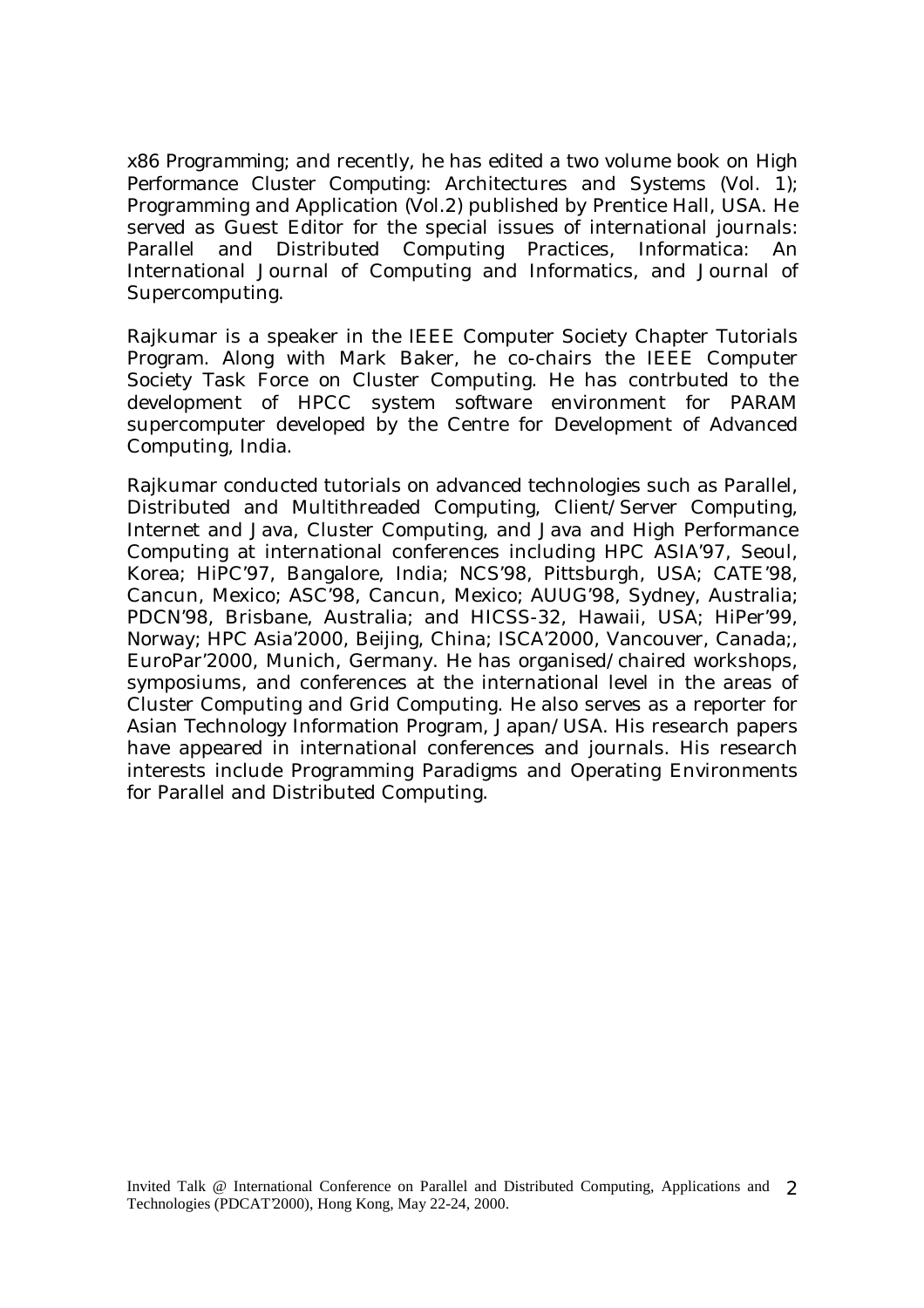x86 Programming; and recently, he has edited a two volume book on High Performance Cluster Computing: Architectures and Systems (Vol. 1); Programming and Application (Vol.2) published by Prentice Hall, USA. He served as Guest Editor for the special issues of international journals: Parallel and Distributed Computing Practices, Informatica: An International Journal of Computing and Informatics, and Journal of Supercomputing.

Rajkumar is a speaker in the IEEE Computer Society Chapter Tutorials Program. Along with Mark Baker, he co-chairs the IEEE Computer Society Task Force on Cluster Computing. He has contrbuted to the development of HPCC system software environment for PARAM supercomputer developed by the Centre for Development of Advanced Computing, India.

Rajkumar conducted tutorials on advanced technologies such as Parallel, Distributed and Multithreaded Computing, Client/Server Computing, Internet and Java, Cluster Computing, and Java and High Performance Computing at international conferences including HPC ASIA'97, Seoul, Korea; HiPC'97, Bangalore, India; NCS'98, Pittsburgh, USA; CATE'98, Cancun, Mexico; ASC'98, Cancun, Mexico; AUUG'98, Sydney, Australia; PDCN'98, Brisbane, Australia; and HICSS-32, Hawaii, USA; HiPer'99, Norway; HPC Asia'2000, Beijing, China; ISCA'2000, Vancouver, Canada;, EuroPar'2000, Munich, Germany. He has organised/chaired workshops, symposiums, and conferences at the international level in the areas of Cluster Computing and Grid Computing. He also serves as a reporter for Asian Technology Information Program, Japan/USA. His research papers have appeared in international conferences and journals. His research interests include Programming Paradigms and Operating Environments for Parallel and Distributed Computing.